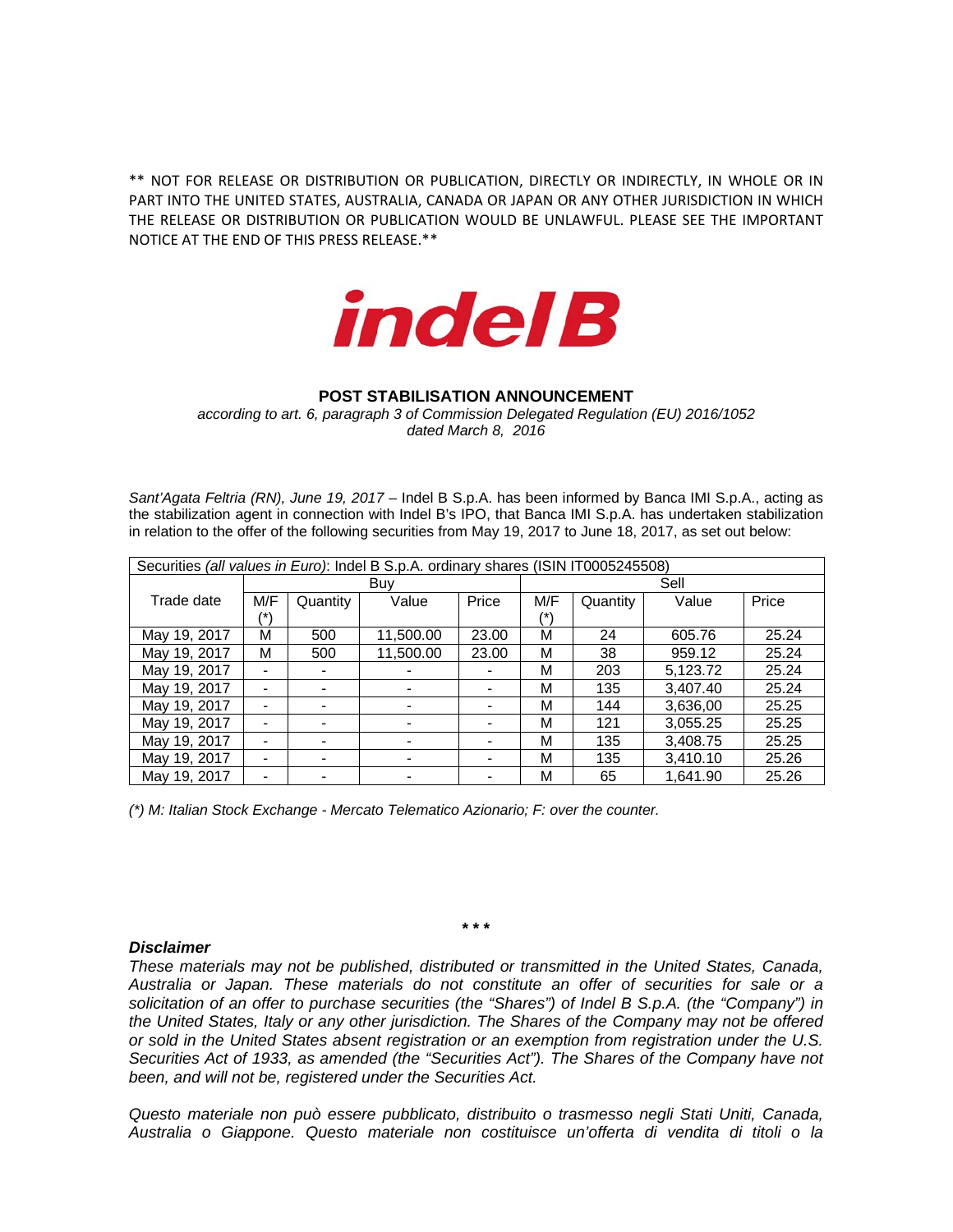** NOT FOR RELEASE OR DISTRIBUTION OR PUBLICATION, DIRECTLY OR INDIRECTLY, IN WHOLE OR IN PART INTO THE UNITED STATES, AUSTRALIA, CANADA OR JAPAN OR ANY OTHER JURISDICTION IN WHICH THE RELEASE OR DISTRIBUTION OR PUBLICATION WOULD BE UNLAWFUL. PLEASE SEE THE IMPORTANT NOTICE AT THE END OF THIS PRESS RELEASE.**

**indelB**

## POST STABILISATION ANNOUNCEMENT

*according to art. 6, paragraph 3 of Commission Delegated Regulation (EU) 2016/1052 dated March 8, 2016*

*Sant'Agata Feltria (RN), June 19, 2017* – Indel B S.p.A. has been informed by Banca IMI S.p.A., acting as the stabilization agent in connection with Indel B's IPO, that Banca IMI S.p.A. has undertaken stabilization in relation to the offer of the following securities from May 19, 2017 to June 18, 2017, as set out below:

| Securities *(all values in Euro)*: Indel B S.p.A. ordinary shares (ISIN IT0005245508) | | | | | | | | |
|---|---|---|---|---|---|---|---|---|
| | Buy | | | | Sell | | | |
| Trade date | M/F (*) | Quantity | Value | Price | M/F (*) | Quantity | Value | Price |
| May 19, 2017 | M | 500 | 11,500.00 | 23.00 | M | 24 | 605.76 | 25.24 |
| May 19, 2017 | M | 500 | 11,500.00 | 23.00 | M | 38 | 959.12 | 25.24 |
| May 19, 2017 | - | - | - | - | M | 203 | 5,123.72 | 25.24 |
| May 19, 2017 | - | - | - | - | M | 135 | 3,407.40 | 25.24 |
| May 19, 2017 | - | - | - | - | M | 144 | 3,636,00 | 25.25 |
| May 19, 2017 | - | - | - | - | M | 121 | 3,055.25 | 25.25 |
| May 19, 2017 | - | - | - | - | M | 135 | 3,408.75 | 25.25 |
| May 19, 2017 | - | - | - | - | M | 135 | 3,410.10 | 25.26 |
| May 19, 2017 | - | - | - | - | M | 65 | 1,641.90 | 25.26 |

*(*) M: Italian Stock Exchange - Mercato Telematico Azionario; F: over the counter.*

*\* \* \**

***Disclaimer***

*These materials may not be published, distributed or transmitted in the United States, Canada, Australia or Japan. These materials do not constitute an offer of securities for sale or a solicitation of an offer to purchase securities (the "Shares") of Indel B S.p.A. (the "Company") in the United States, Italy or any other jurisdiction. The Shares of the Company may not be offered or sold in the United States absent registration or an exemption from registration under the U.S. Securities Act of 1933, as amended (the "Securities Act"). The Shares of the Company have not been, and will not be, registered under the Securities Act.*

*Questo materiale non può essere pubblicato, distribuito o trasmesso negli Stati Uniti, Canada, Australia o Giappone. Questo materiale non costituisce un'offerta di vendita di titoli o la*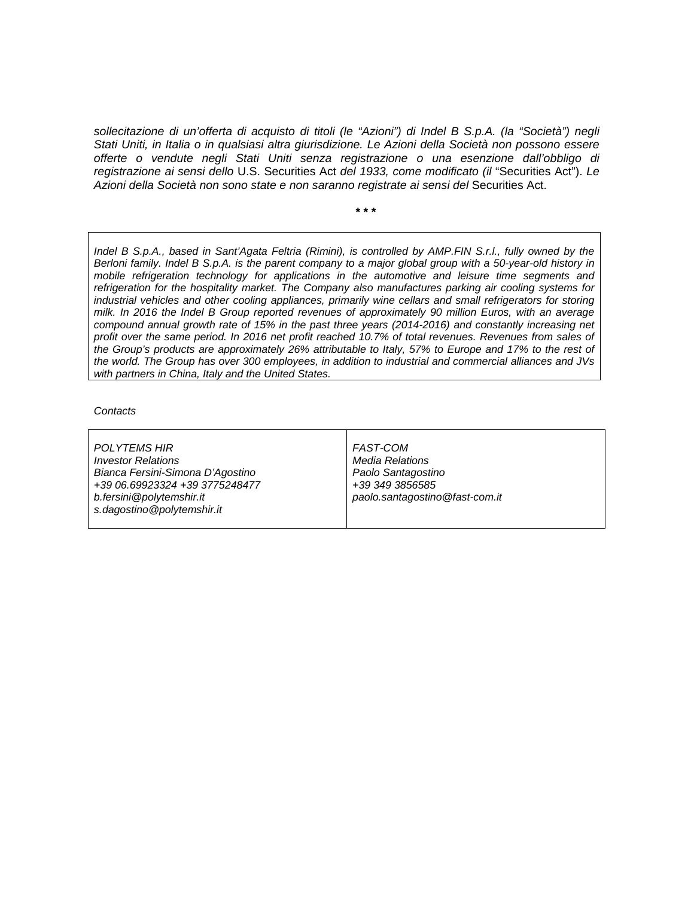*sollecitazione di un'offerta di acquisto di titoli (le "Azioni") di Indel B S.p.A. (la "Società") negli Stati Uniti, in Italia o in qualsiasi altra giurisdizione. Le Azioni della Società non possono essere offerte o vendute negli Stati Uniti senza registrazione o una esenzione dall'obbligo di registrazione ai sensi dello* U.S. Securities Act *del 1933, come modificato (il* "Securities Act"). *Le Azioni della Società non sono state e non saranno registrate ai sensi del* Securities Act.

\* \* \*

*Indel B S.p.A., based in Sant'Agata Feltria (Rimini), is controlled by AMP.FIN S.r.l., fully owned by the Berloni family. Indel B S.p.A. is the parent company to a major global group with a 50-year-old history in mobile refrigeration technology for applications in the automotive and leisure time segments and refrigeration for the hospitality market. The Company also manufactures parking air cooling systems for industrial vehicles and other cooling appliances, primarily wine cellars and small refrigerators for storing milk. In 2016 the Indel B Group reported revenues of approximately 90 million Euros, with an average compound annual growth rate of 15% in the past three years (2014-2016) and constantly increasing net profit over the same period. In 2016 net profit reached 10.7% of total revenues. Revenues from sales of the Group's products are approximately 26% attributable to Italy, 57% to Europe and 17% to the rest of the world. The Group has over 300 employees, in addition to industrial and commercial alliances and JVs with partners in China, Italy and the United States.*

*Contacts*

| | |
|---|---|
| *POLYTEMS HIR*<br>*Investor Relations*<br>*Bianca Fersini-Simona D'Agostino*<br>*+39 06.69923324 +39 3775248477*<br>*b.fersini@polytemshir.it*<br>*s.dagostino@polytemshir.it* | *FAST-COM*<br>*Media Relations*<br>*Paolo Santagostino*<br>*+39 349 3856585*<br>*paolo.santagostino@fast-com.it* |